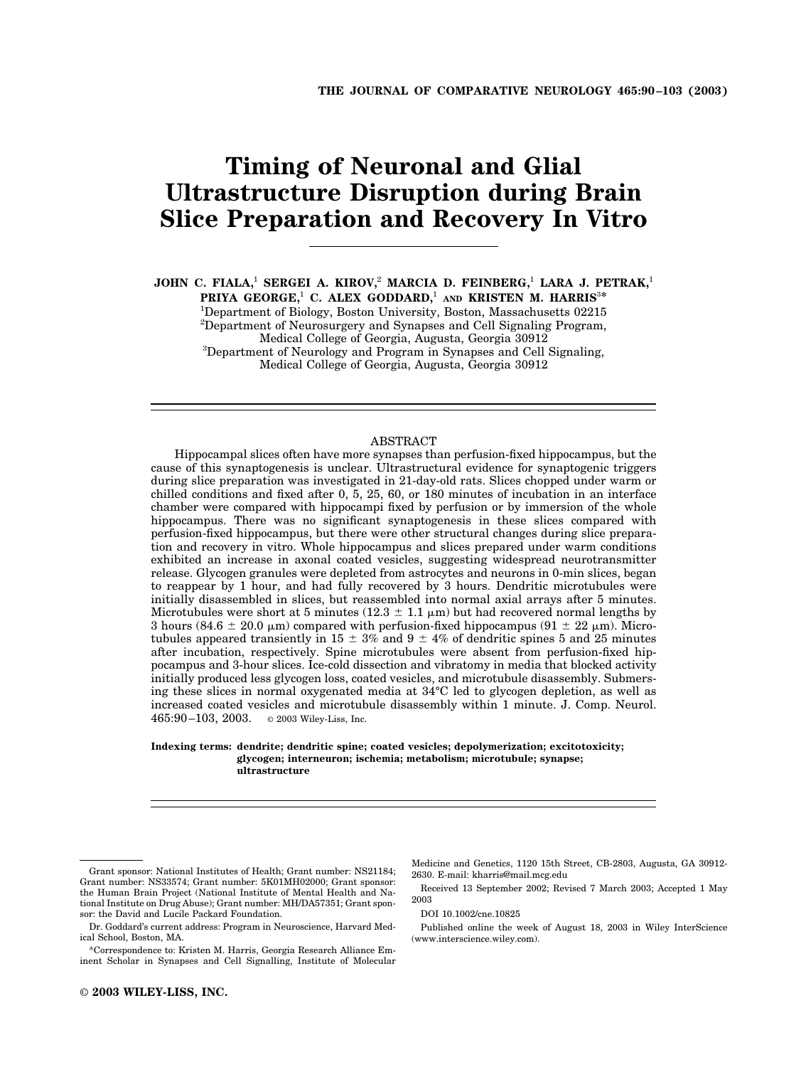# Timing of Neuronal and Glial Ultrastructure Disruption during Brain Slice Preparation and Recovery In Vitro

**JOHN C. FIALA,[1] SERGEI A. KIROV,[2] MARCIA D. FEINBERG,[1] LARA J. PETRAK,[1] PRIYA GEORGE,[1] C. ALEX GODDARD,[1] AND KRISTEN M. HARRIS[3]***

[1]Department of Biology, Boston University, Boston, Massachusetts 02215
[2]Department of Neurosurgery and Synapses and Cell Signaling Program, Medical College of Georgia, Augusta, Georgia 30912
[3]Department of Neurology and Program in Synapses and Cell Signaling, Medical College of Georgia, Augusta, Georgia 30912

## ABSTRACT

Hippocampal slices often have more synapses than perfusion-fixed hippocampus, but the cause of this synaptogenesis is unclear. Ultrastructural evidence for synaptogenic triggers during slice preparation was investigated in 21-day-old rats. Slices chopped under warm or chilled conditions and fixed after 0, 5, 25, 60, or 180 minutes of incubation in an interface chamber were compared with hippocampi fixed by perfusion or by immersion of the whole hippocampus. There was no significant synaptogenesis in these slices compared with perfusion-fixed hippocampus, but there were other structural changes during slice preparation and recovery in vitro. Whole hippocampus and slices prepared under warm conditions exhibited an increase in axonal coated vesicles, suggesting widespread neurotransmitter release. Glycogen granules were depleted from astrocytes and neurons in 0-min slices, began to reappear by 1 hour, and had fully recovered by 3 hours. Dendritic microtubules were initially disassembled in slices, but reassembled into normal axial arrays after 5 minutes. Microtubules were short at 5 minutes ($12.3 \pm 1.1$ μm) but had recovered normal lengths by 3 hours ($84.6 \pm 20.0$ μm) compared with perfusion-fixed hippocampus ($91 \pm 22$ μm). Microtubules appeared transiently in $15 \pm 3$% and $9 \pm 4$% of dendritic spines 5 and 25 minutes after incubation, respectively. Spine microtubules were absent from perfusion-fixed hippocampus and 3-hour slices. Ice-cold dissection and vibratomy in media that blocked activity initially produced less glycogen loss, coated vesicles, and microtubule disassembly. Submersing these slices in normal oxygenated media at 34°C led to glycogen depletion, as well as increased coated vesicles and microtubule disassembly within 1 minute. J. Comp. Neurol. 465:90–103, 2003. © 2003 Wiley-Liss, Inc.

**Indexing terms:** dendrite; dendritic spine; coated vesicles; depolymerization; excitotoxicity; glycogen; interneuron; ischemia; metabolism; microtubule; synapse; ultrastructure

---

Grant sponsor: National Institutes of Health; Grant number: NS21184; Grant number: NS33574; Grant number: 5K01MH02000; Grant sponsor: the Human Brain Project (National Institute of Mental Health and National Institute on Drug Abuse); Grant number: MH/DA57351; Grant sponsor: the David and Lucile Packard Foundation.

Dr. Goddard's current address: Program in Neuroscience, Harvard Medical School, Boston, MA.

*Correspondence to: Kristen M. Harris, Georgia Research Alliance Eminent Scholar in Synapses and Cell Signalling, Institute of Molecular Medicine and Genetics, 1120 15th Street, CB-2803, Augusta, GA 30912-2630. E-mail: kharris@mail.mcg.edu

Received 13 September 2002; Revised 7 March 2003; Accepted 1 May 2003

DOI 10.1002/cne.10825

Published online the week of August 18, 2003 in Wiley InterScience (www.interscience.wiley.com).

© 2003 WILEY-LISS, INC.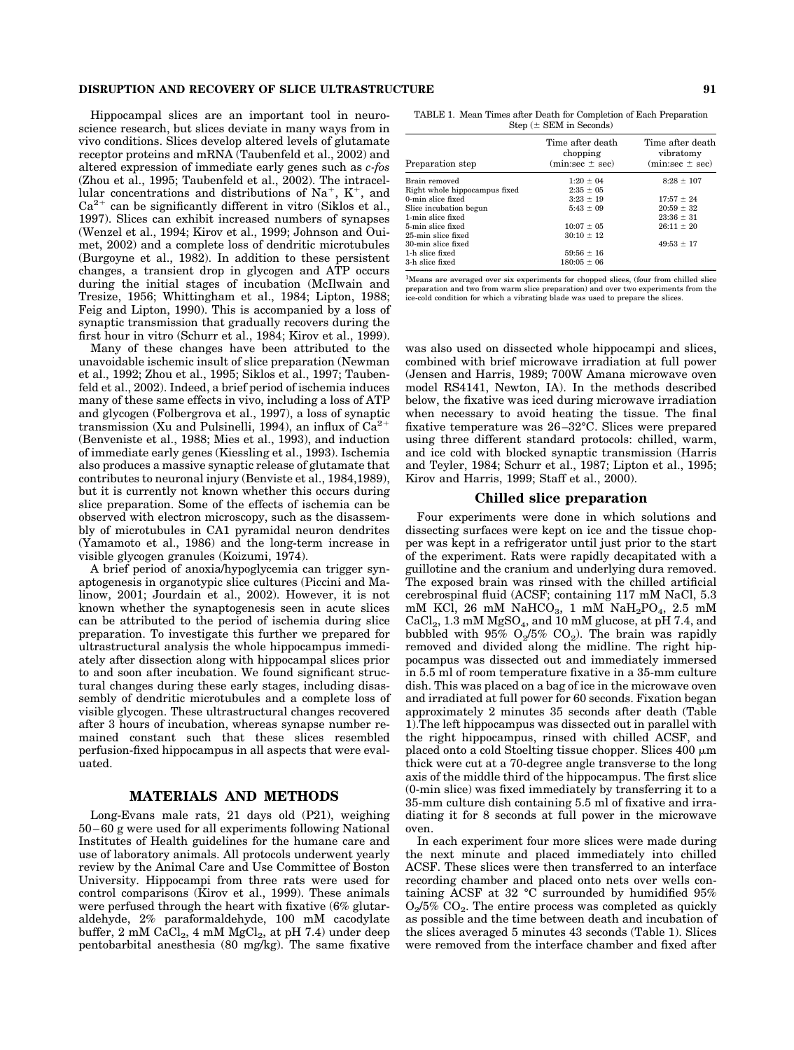Hippocampal slices are an important tool in neuroscience research, but slices deviate in many ways from in vivo conditions. Slices develop altered levels of glutamate receptor proteins and mRNA (Taubenfeld et al., 2002) and altered expression of immediate early genes such as *c-fos* (Zhou et al., 1995; Taubenfeld et al., 2002). The intracellular concentrations and distributions of $Na^+$, $K^+$, and $Ca^{2+}$ can be significantly different in vitro (Siklos et al., 1997). Slices can exhibit increased numbers of synapses (Wenzel et al., 1994; Kirov et al., 1999; Johnson and Ouimet, 2002) and a complete loss of dendritic microtubules (Burgoyne et al., 1982). In addition to these persistent changes, a transient drop in glycogen and ATP occurs during the initial stages of incubation (McIlwain and Tresize, 1956; Whittingham et al., 1984; Lipton, 1988; Feig and Lipton, 1990). This is accompanied by a loss of synaptic transmission that gradually recovers during the first hour in vitro (Schurr et al., 1984; Kirov et al., 1999).

Many of these changes have been attributed to the unavoidable ischemic insult of slice preparation (Newman et al., 1992; Zhou et al., 1995; Siklos et al., 1997; Taubenfeld et al., 2002). Indeed, a brief period of ischemia induces many of these same effects in vivo, including a loss of ATP and glycogen (Folbergrova et al., 1997), a loss of synaptic transmission (Xu and Pulsinelli, 1994), an influx of $Ca^{2+}$ (Benveniste et al., 1988; Mies et al., 1993), and induction of immediate early genes (Kiessling et al., 1993). Ischemia also produces a massive synaptic release of glutamate that contributes to neuronal injury (Benviste et al., 1984,1989), but it is currently not known whether this occurs during slice preparation. Some of the effects of ischemia can be observed with electron microscopy, such as the disassembly of microtubules in CA1 pyramidal neuron dendrites (Yamamoto et al., 1986) and the long-term increase in visible glycogen granules (Koizumi, 1974).

A brief period of anoxia/hypoglycemia can trigger synaptogenesis in organotypic slice cultures (Piccini and Malinow, 2001; Jourdain et al., 2002). However, it is not known whether the synaptogenesis seen in acute slices can be attributed to the period of ischemia during slice preparation. To investigate this further we prepared for ultrastructural analysis the whole hippocampus immediately after dissection along with hippocampal slices prior to and soon after incubation. We found significant structural changes during these early stages, including disassembly of dendritic microtubules and a complete loss of visible glycogen. These ultrastructural changes recovered after 3 hours of incubation, whereas synapse number remained constant such that these slices resembled perfusion-fixed hippocampus in all aspects that were evaluated.

## MATERIALS AND METHODS

Long-Evans male rats, 21 days old (P21), weighing 50–60 g were used for all experiments following National Institutes of Health guidelines for the humane care and use of laboratory animals. All protocols underwent yearly review by the Animal Care and Use Committee of Boston University. Hippocampi from three rats were used for control comparisons (Kirov et al., 1999). These animals were perfused through the heart with fixative (6% glutaraldehyde, 2% paraformaldehyde, 100 mM cacodylate buffer, 2 mM $CaCl_2$, 4 mM $MgCl_2$, at pH 7.4) under deep pentobarbital anesthesia (80 mg/kg). The same fixative was also used on dissected whole hippocampi and slices, combined with brief microwave irradiation at full power (Jensen and Harris, 1989; 700W Amana microwave oven model RS4141, Newton, IA). In the methods described below, the fixative was iced during microwave irradiation when necessary to avoid heating the tissue. The final fixative temperature was 26–32°C. Slices were prepared using three different standard protocols: chilled, warm, and ice cold with blocked synaptic transmission (Harris and Teyler, 1984; Schurr et al., 1987; Lipton et al., 1995; Kirov and Harris, 1999; Staff et al., 2000).

TABLE 1. Mean Times after Death for Completion of Each Preparation Step (± SEM in Seconds)

| Preparation step | Time after death chopping (min:sec ± sec) | Time after death vibratomy (min:sec ± sec) |
|---|---|---|
| Brain removed | 1:20 ± 04 | 8:28 ± 107 |
| Right whole hippocampus fixed | 2:35 ± 05 | |
| 0-min slice fixed | 3:23 ± 19 | 17:57 ± 24 |
| Slice incubation begun | 5:43 ± 09 | 20:59 ± 32 |
| 1-min slice fixed | | 23:36 ± 31 |
| 5-min slice fixed | 10:07 ± 05 | 26:11 ± 20 |
| 25-min slice fixed | 30:10 ± 12 | |
| 30-min slice fixed | | 49:53 ± 17 |
| 1-h slice fixed | 59:56 ± 16 | |
| 3-h slice fixed | 180:05 ± 06 | |

[1]Means are averaged over six experiments for chopped slices, (four from chilled slice preparation and two from warm slice preparation) and over two experiments from the ice-cold condition for which a vibrating blade was used to prepare the slices.

### Chilled slice preparation

Four experiments were done in which solutions and dissecting surfaces were kept on ice and the tissue chopper was kept in a refrigerator until just prior to the start of the experiment. Rats were rapidly decapitated with a guillotine and the cranium and underlying dura removed. The exposed brain was rinsed with the chilled artificial cerebrospinal fluid (ACSF; containing 117 mM NaCl, 5.3 mM KCl, 26 mM $NaHCO_3$, 1 mM $NaH_2PO_4$, 2.5 mM $CaCl_2$, 1.3 mM $MgSO_4$, and 10 mM glucose, at pH 7.4, and bubbled with 95% $O_2$/5% $CO_2$). The brain was rapidly removed and divided along the midline. The right hippocampus was dissected out and immediately immersed in 5.5 ml of room temperature fixative in a 35-mm culture dish. This was placed on a bag of ice in the microwave oven and irradiated at full power for 60 seconds. Fixation began approximately 2 minutes 35 seconds after death (Table 1).The left hippocampus was dissected out in parallel with the right hippocampus, rinsed with chilled ACSF, and placed onto a cold Stoelting tissue chopper. Slices 400 μm thick were cut at a 70-degree angle transverse to the long axis of the middle third of the hippocampus. The first slice (0-min slice) was fixed immediately by transferring it to a 35-mm culture dish containing 5.5 ml of fixative and irradiating it for 8 seconds at full power in the microwave oven.

In each experiment four more slices were made during the next minute and placed immediately into chilled ACSF. These slices were then transferred to an interface recording chamber and placed onto nets over wells containing ACSF at 32 °C surrounded by humidified 95% $O_2$/5% $CO_2$. The entire process was completed as quickly as possible and the time between death and incubation of the slices averaged 5 minutes 43 seconds (Table 1). Slices were removed from the interface chamber and fixed after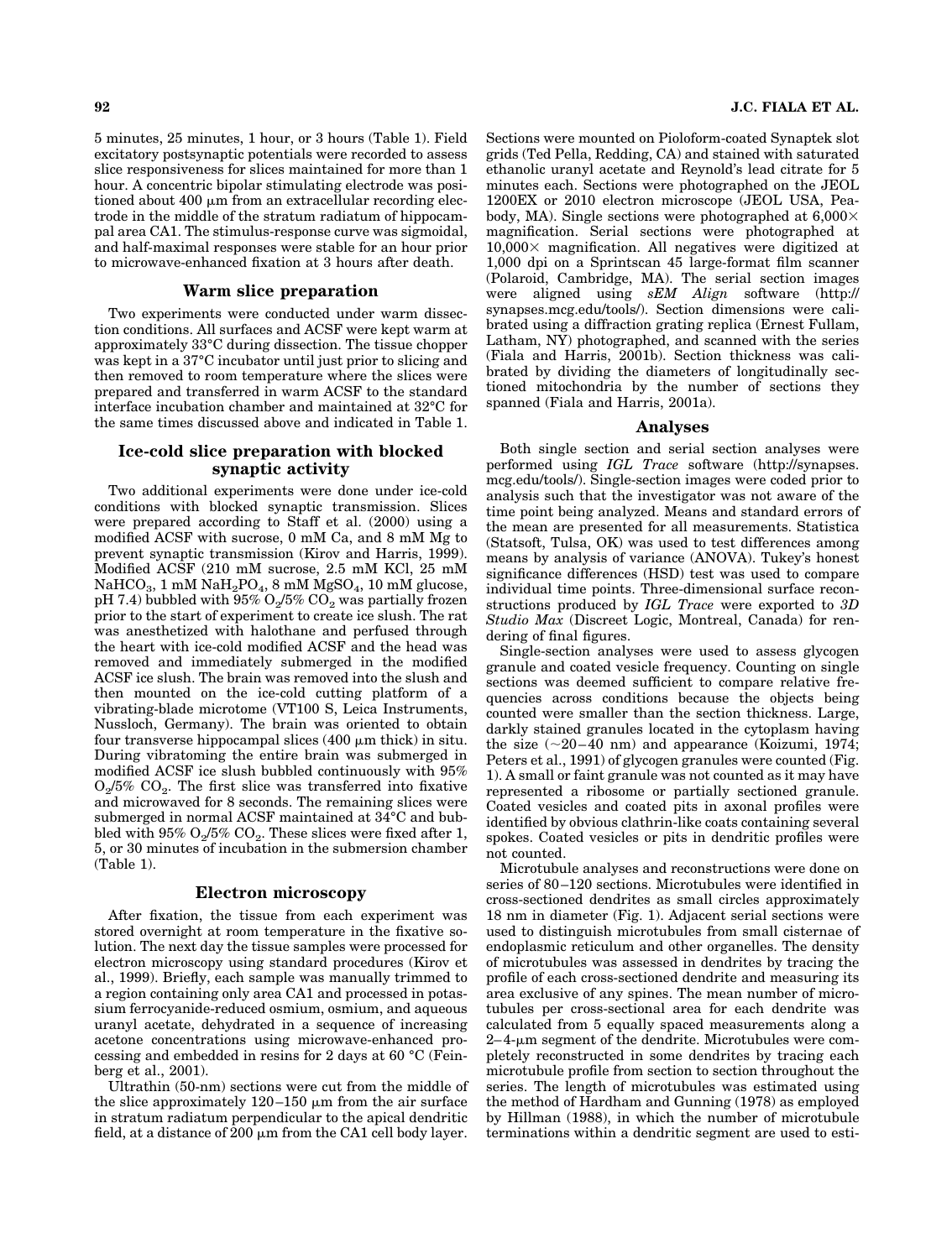5 minutes, 25 minutes, 1 hour, or 3 hours (Table 1). Field excitatory postsynaptic potentials were recorded to assess slice responsiveness for slices maintained for more than 1 hour. A concentric bipolar stimulating electrode was positioned about 400 μm from an extracellular recording electrode in the middle of the stratum radiatum of hippocampal area CA1. The stimulus-response curve was sigmoidal, and half-maximal responses were stable for an hour prior to microwave-enhanced fixation at 3 hours after death.

### Warm slice preparation

Two experiments were conducted under warm dissection conditions. All surfaces and ACSF were kept warm at approximately 33°C during dissection. The tissue chopper was kept in a 37°C incubator until just prior to slicing and then removed to room temperature where the slices were prepared and transferred in warm ACSF to the standard interface incubation chamber and maintained at 32°C for the same times discussed above and indicated in Table 1.

### Ice-cold slice preparation with blocked synaptic activity

Two additional experiments were done under ice-cold conditions with blocked synaptic transmission. Slices were prepared according to Staff et al. (2000) using a modified ACSF with sucrose, 0 mM Ca, and 8 mM Mg to prevent synaptic transmission (Kirov and Harris, 1999). Modified ACSF (210 mM sucrose, 2.5 mM KCl, 25 mM $NaHCO_3$, 1 mM $NaH_2PO_4$, 8 mM $MgSO_4$, 10 mM glucose, pH 7.4) bubbled with 95% $O_2$/5% $CO_2$ was partially frozen prior to the start of experiment to create ice slush. The rat was anesthetized with halothane and perfused through the heart with ice-cold modified ACSF and the head was removed and immediately submerged in the modified ACSF ice slush. The brain was removed into the slush and then mounted on the ice-cold cutting platform of a vibrating-blade microtome (VT100 S, Leica Instruments, Nussloch, Germany). The brain was oriented to obtain four transverse hippocampal slices (400 μm thick) in situ. During vibratoming the entire brain was submerged in modified ACSF ice slush bubbled continuously with 95% $O_2$/5% $CO_2$. The first slice was transferred into fixative and microwaved for 8 seconds. The remaining slices were submerged in normal ACSF maintained at 34°C and bubbled with 95% $O_2$/5% $CO_2$. These slices were fixed after 1, 5, or 30 minutes of incubation in the submersion chamber (Table 1).

### Electron microscopy

After fixation, the tissue from each experiment was stored overnight at room temperature in the fixative solution. The next day the tissue samples were processed for electron microscopy using standard procedures (Kirov et al., 1999). Briefly, each sample was manually trimmed to a region containing only area CA1 and processed in potassium ferrocyanide-reduced osmium, osmium, and aqueous uranyl acetate, dehydrated in a sequence of increasing acetone concentrations using microwave-enhanced processing and embedded in resins for 2 days at 60 °C (Feinberg et al., 2001).

Ultrathin (50-nm) sections were cut from the middle of the slice approximately 120–150 μm from the air surface in stratum radiatum perpendicular to the apical dendritic field, at a distance of 200 μm from the CA1 cell body layer. Sections were mounted on Pioloform-coated Synaptek slot grids (Ted Pella, Redding, CA) and stained with saturated ethanolic uranyl acetate and Reynold's lead citrate for 5 minutes each. Sections were photographed on the JEOL 1200EX or 2010 electron microscope (JEOL USA, Peabody, MA). Single sections were photographed at 6,000× magnification. Serial sections were photographed at 10,000× magnification. All negatives were digitized at 1,000 dpi on a Sprintscan 45 large-format film scanner (Polaroid, Cambridge, MA). The serial section images were aligned using *sEM Align* software (http://synapses.mcg.edu/tools/). Section dimensions were calibrated using a diffraction grating replica (Ernest Fullam, Latham, NY) photographed, and scanned with the series (Fiala and Harris, 2001b). Section thickness was calibrated by dividing the diameters of longitudinally sectioned mitochondria by the number of sections they spanned (Fiala and Harris, 2001a).

### Analyses

Both single section and serial section analyses were performed using *IGL Trace* software (http://synapses.mcg.edu/tools/). Single-section images were coded prior to analysis such that the investigator was not aware of the time point being analyzed. Means and standard errors of the mean are presented for all measurements. Statistica (Statsoft, Tulsa, OK) was used to test differences among means by analysis of variance (ANOVA). Tukey's honest significance differences (HSD) test was used to compare individual time points. Three-dimensional surface reconstructions produced by *IGL Trace* were exported to *3D Studio Max* (Discreet Logic, Montreal, Canada) for rendering of final figures.

Single-section analyses were used to assess glycogen granule and coated vesicle frequency. Counting on single sections was deemed sufficient to compare relative frequencies across conditions because the objects being counted were smaller than the section thickness. Large, darkly stained granules located in the cytoplasm having the size (~20–40 nm) and appearance (Koizumi, 1974; Peters et al., 1991) of glycogen granules were counted (Fig. 1). A small or faint granule was not counted as it may have represented a ribosome or partially sectioned granule. Coated vesicles and coated pits in axonal profiles were identified by obvious clathrin-like coats containing several spokes. Coated vesicles or pits in dendritic profiles were not counted.

Microtubule analyses and reconstructions were done on series of 80–120 sections. Microtubules were identified in cross-sectioned dendrites as small circles approximately 18 nm in diameter (Fig. 1). Adjacent serial sections were used to distinguish microtubules from small cisternae of endoplasmic reticulum and other organelles. The density of microtubules was assessed in dendrites by tracing the profile of each cross-sectioned dendrite and measuring its area exclusive of any spines. The mean number of microtubules per cross-sectional area for each dendrite was calculated from 5 equally spaced measurements along a 2–4-μm segment of the dendrite. Microtubules were completely reconstructed in some dendrites by tracing each microtubule profile from section to section throughout the series. The length of microtubules was estimated using the method of Hardham and Gunning (1978) as employed by Hillman (1988), in which the number of microtubule terminations within a dendritic segment are used to esti-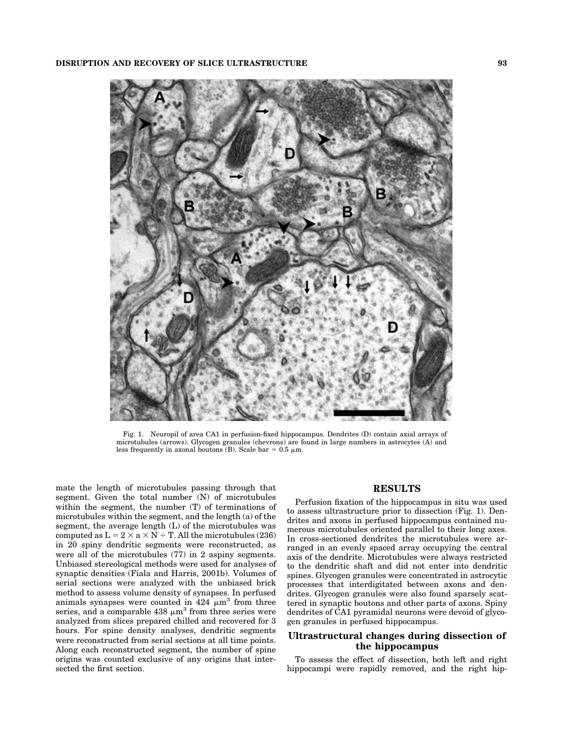Fig. 1. Neuropil of area CA1 in perfusion-fixed hippocampus. Dendrites (D) contain axial arrays of microtubules (arrows). Glycogen granules (chevrons) are found in large numbers in astrocytes (A) and less frequently in axonal boutons (B). Scale bar = 0.5 μm.

mate the length of microtubules passing through that segment. Given the total number (N) of microtubules within the segment, the number (T) of terminations of microtubules within the segment, and the length (a) of the segment, the average length (L) of the microtubules was computed as $L = 2 \times a \times N \div T$. All the microtubules (236) in 20 spiny dendritic segments were reconstructed, as were all of the microtubules (77) in 2 aspiny segments. Unbiased stereological methods were used for analyses of synaptic densities (Fiala and Harris, 2001b). Volumes of serial sections were analyzed with the unbiased brick method to assess volume density of synapses. In perfused animals synapses were counted in 424 $\mu m^3$ from three series, and a comparable 438 $\mu m^3$ from three series were analyzed from slices prepared chilled and recovered for 3 hours. For spine density analyses, dendritic segments were reconstructed from serial sections at all time points. Along each reconstructed segment, the number of spine origins was counted exclusive of any origins that intersected the first section.

## RESULTS

Perfusion fixation of the hippocampus in situ was used to assess ultrastructure prior to dissection (Fig. 1). Dendrites and axons in perfused hippocampus contained numerous microtubules oriented parallel to their long axes. In cross-sectioned dendrites the microtubules were arranged in an evenly spaced array occupying the central axis of the dendrite. Microtubules were always restricted to the dendritic shaft and did not enter into dendritic spines. Glycogen granules were concentrated in astrocytic processes that interdigitated between axons and dendrites. Glycogen granules were also found sparsely scattered in synaptic boutons and other parts of axons. Spiny dendrites of CA1 pyramidal neurons were devoid of glycogen granules in perfused hippocampus.

### Ultrastructural changes during dissection of the hippocampus

To assess the effect of dissection, both left and right hippocampi were rapidly removed, and the right hip-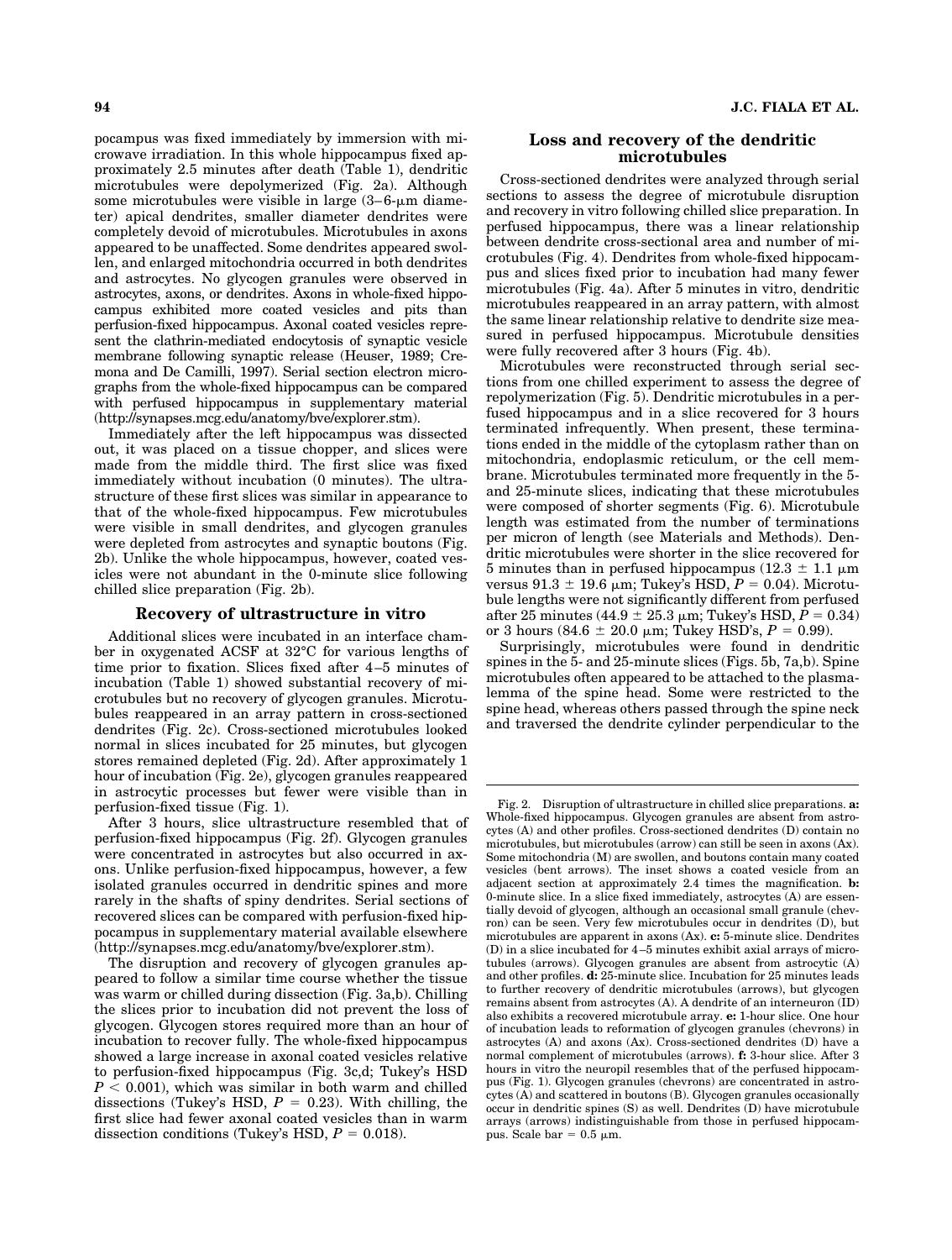pocampus was fixed immediately by immersion with microwave irradiation. In this whole hippocampus fixed approximately 2.5 minutes after death (Table 1), dendritic microtubules were depolymerized (Fig. 2a). Although some microtubules were visible in large (3–6-μm diameter) apical dendrites, smaller diameter dendrites were completely devoid of microtubules. Microtubules in axons appeared to be unaffected. Some dendrites appeared swollen, and enlarged mitochondria occurred in both dendrites and astrocytes. No glycogen granules were observed in astrocytes, axons, or dendrites. Axons in whole-fixed hippocampus exhibited more coated vesicles and pits than perfusion-fixed hippocampus. Axonal coated vesicles represent the clathrin-mediated endocytosis of synaptic vesicle membrane following synaptic release (Heuser, 1989; Cremona and De Camilli, 1997). Serial section electron micrographs from the whole-fixed hippocampus can be compared with perfused hippocampus in supplementary material (http://synapses.mcg.edu/anatomy/bve/explorer.stm).

Immediately after the left hippocampus was dissected out, it was placed on a tissue chopper, and slices were made from the middle third. The first slice was fixed immediately without incubation (0 minutes). The ultrastructure of these first slices was similar in appearance to that of the whole-fixed hippocampus. Few microtubules were visible in small dendrites, and glycogen granules were depleted from astrocytes and synaptic boutons (Fig. 2b). Unlike the whole hippocampus, however, coated vesicles were not abundant in the 0-minute slice following chilled slice preparation (Fig. 2b).

## Recovery of ultrastructure in vitro

Additional slices were incubated in an interface chamber in oxygenated ACSF at 32°C for various lengths of time prior to fixation. Slices fixed after 4–5 minutes of incubation (Table 1) showed substantial recovery of microtubules but no recovery of glycogen granules. Microtubules reappeared in an array pattern in cross-sectioned dendrites (Fig. 2c). Cross-sectioned microtubules looked normal in slices incubated for 25 minutes, but glycogen stores remained depleted (Fig. 2d). After approximately 1 hour of incubation (Fig. 2e), glycogen granules reappeared in astrocytic processes but fewer were visible than in perfusion-fixed tissue (Fig. 1).

After 3 hours, slice ultrastructure resembled that of perfusion-fixed hippocampus (Fig. 2f). Glycogen granules were concentrated in astrocytes but also occurred in axons. Unlike perfusion-fixed hippocampus, however, a few isolated granules occurred in dendritic spines and more rarely in the shafts of spiny dendrites. Serial sections of recovered slices can be compared with perfusion-fixed hippocampus in supplementary material available elsewhere (http://synapses.mcg.edu/anatomy/bve/explorer.stm).

The disruption and recovery of glycogen granules appeared to follow a similar time course whether the tissue was warm or chilled during dissection (Fig. 3a,b). Chilling the slices prior to incubation did not prevent the loss of glycogen. Glycogen stores required more than an hour of incubation to recover fully. The whole-fixed hippocampus showed a large increase in axonal coated vesicles relative to perfusion-fixed hippocampus (Fig. 3c,d; Tukey's HSD $P < 0.001$), which was similar in both warm and chilled dissections (Tukey's HSD, $P = 0.23$). With chilling, the first slice had fewer axonal coated vesicles than in warm dissection conditions (Tukey's HSD, $P = 0.018$).

## Loss and recovery of the dendritic microtubules

Cross-sectioned dendrites were analyzed through serial sections to assess the degree of microtubule disruption and recovery in vitro following chilled slice preparation. In perfused hippocampus, there was a linear relationship between dendrite cross-sectional area and number of microtubules (Fig. 4). Dendrites from whole-fixed hippocampus and slices fixed prior to incubation had many fewer microtubules (Fig. 4a). After 5 minutes in vitro, dendritic microtubules reappeared in an array pattern, with almost the same linear relationship relative to dendrite size measured in perfused hippocampus. Microtubule densities were fully recovered after 3 hours (Fig. 4b).

Microtubules were reconstructed through serial sections from one chilled experiment to assess the degree of repolymerization (Fig. 5). Dendritic microtubules in a perfused hippocampus and in a slice recovered for 3 hours terminated infrequently. When present, these terminations ended in the middle of the cytoplasm rather than on mitochondria, endoplasmic reticulum, or the cell membrane. Microtubules terminated more frequently in the 5- and 25-minute slices, indicating that these microtubules were composed of shorter segments (Fig. 6). Microtubule length was estimated from the number of terminations per micron of length (see Materials and Methods). Dendritic microtubules were shorter in the slice recovered for 5 minutes than in perfused hippocampus ($12.3 \pm 1.1$ μm versus $91.3 \pm 19.6$ μm; Tukey's HSD, $P = 0.04$). Microtubule lengths were not significantly different from perfused after 25 minutes ($44.9 \pm 25.3$ μm; Tukey's HSD, $P = 0.34$) or 3 hours ($84.6 \pm 20.0$ μm; Tukey HSD's, $P = 0.99$).

Surprisingly, microtubules were found in dendritic spines in the 5- and 25-minute slices (Figs. 5b, 7a,b). Spine microtubules often appeared to be attached to the plasmalemma of the spine head. Some were restricted to the spine head, whereas others passed through the spine neck and traversed the dendrite cylinder perpendicular to the

Fig. 2. Disruption of ultrastructure in chilled slice preparations. **a:** Whole-fixed hippocampus. Glycogen granules are absent from astrocytes (A) and other profiles. Cross-sectioned dendrites (D) contain no microtubules, but microtubules (arrow) can still be seen in axons (Ax). Some mitochondria (M) are swollen, and boutons contain many coated vesicles (bent arrows). The inset shows a coated vesicle from an adjacent section at approximately 2.4 times the magnification. **b:** 0-minute slice. In a slice fixed immediately, astrocytes (A) are essentially devoid of glycogen, although an occasional small granule (chevron) can be seen. Very few microtubules occur in dendrites (D), but microtubules are apparent in axons (Ax). **c:** 5-minute slice. Dendrites (D) in a slice incubated for 4–5 minutes exhibit axial arrays of microtubules (arrows). Glycogen granules are absent from astrocytic (A) and other profiles. **d:** 25-minute slice. Incubation for 25 minutes leads to further recovery of dendritic microtubules (arrows), but glycogen remains absent from astrocytes (A). A dendrite of an interneuron (ID) also exhibits a recovered microtubule array. **e:** 1-hour slice. One hour of incubation leads to reformation of glycogen granules (chevrons) in astrocytes (A) and axons (Ax). Cross-sectioned dendrites (D) have a normal complement of microtubules (arrows). **f:** 3-hour slice. After 3 hours in vitro the neuropil resembles that of the perfused hippocampus (Fig. 1). Glycogen granules (chevrons) are concentrated in astrocytes (A) and scattered in boutons (B). Glycogen granules occasionally occur in dendritic spines (S) as well. Dendrites (D) have microtubule arrays (arrows) indistinguishable from those in perfused hippocampus. Scale bar = 0.5 μm.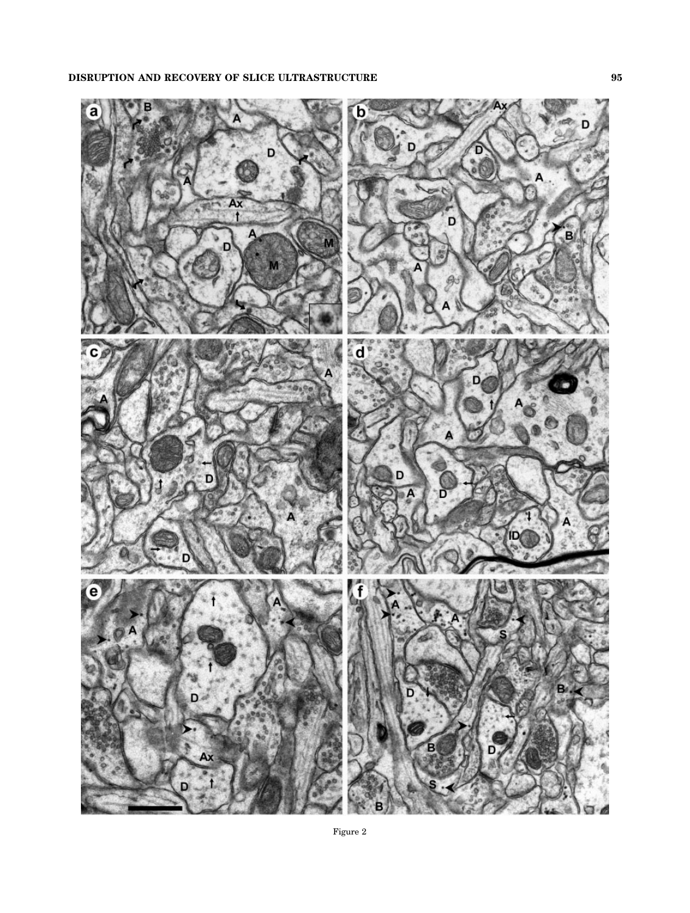Figure 2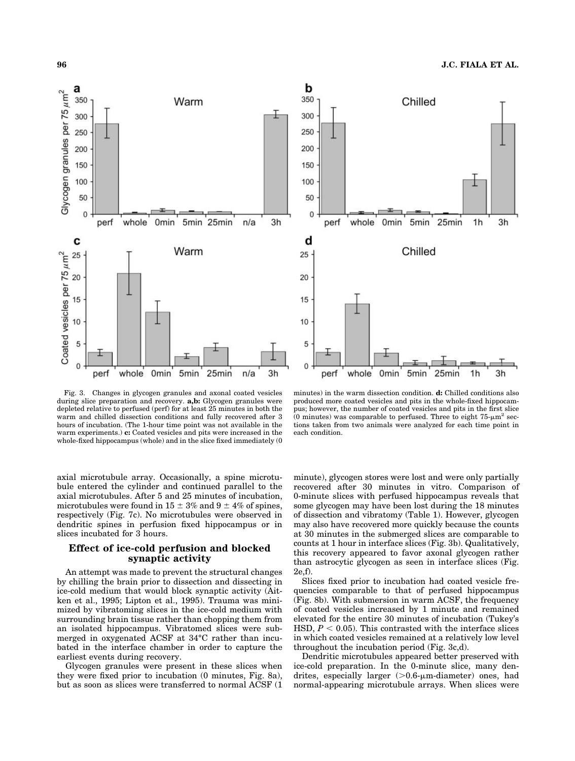Fig. 3. Changes in glycogen granules and axonal coated vesicles during slice preparation and recovery. **a,b:** Glycogen granules were depleted relative to perfused (perf) for at least 25 minutes in both the warm and chilled dissection conditions and fully recovered after 3 hours of incubation. (The 1-hour time point was not available in the warm experiments.) **c:** Coated vesicles and pits were increased in the whole-fixed hippocampus (whole) and in the slice fixed immediately (0 minutes) in the warm dissection condition. **d:** Chilled conditions also produced more coated vesicles and pits in the whole-fixed hippocampus; however, the number of coated vesicles and pits in the first slice (0 minutes) was comparable to perfused. Three to eight 75-μm² sections taken from two animals were analyzed for each time point in each condition.

axial microtubule array. Occasionally, a spine microtubule entered the cylinder and continued parallel to the axial microtubules. After 5 and 25 minutes of incubation, microtubules were found in 15 ± 3% and 9 ± 4% of spines, respectively (Fig. 7c). No microtubules were observed in dendritic spines in perfusion fixed hippocampus or in slices incubated for 3 hours.

## Effect of ice-cold perfusion and blocked synaptic activity

An attempt was made to prevent the structural changes by chilling the brain prior to dissection and dissecting in ice-cold medium that would block synaptic activity (Aitken et al., 1995; Lipton et al., 1995). Trauma was minimized by vibratoming slices in the ice-cold medium with surrounding brain tissue rather than chopping them from an isolated hippocampus. Vibratomed slices were submerged in oxygenated ACSF at 34°C rather than incubated in the interface chamber in order to capture the earliest events during recovery.

Glycogen granules were present in these slices when they were fixed prior to incubation (0 minutes, Fig. 8a), but as soon as slices were transferred to normal ACSF (1 minute), glycogen stores were lost and were only partially recovered after 30 minutes in vitro. Comparison of 0-minute slices with perfused hippocampus reveals that some glycogen may have been lost during the 18 minutes of dissection and vibratomy (Table 1). However, glycogen may also have recovered more quickly because the counts at 30 minutes in the submerged slices are comparable to counts at 1 hour in interface slices (Fig. 3b). Qualitatively, this recovery appeared to favor axonal glycogen rather than astrocytic glycogen as seen in interface slices (Fig. 2e,f).

Slices fixed prior to incubation had coated vesicle frequencies comparable to that of perfused hippocampus (Fig. 8b). With submersion in warm ACSF, the frequency of coated vesicles increased by 1 minute and remained elevated for the entire 30 minutes of incubation (Tukey's HSD, $P < 0.05$). This contrasted with the interface slices in which coated vesicles remained at a relatively low level throughout the incubation period (Fig. 3c,d).

Dendritic microtubules appeared better preserved with ice-cold preparation. In the 0-minute slice, many dendrites, especially larger (>0.6-μm-diameter) ones, had normal-appearing microtubule arrays. When slices were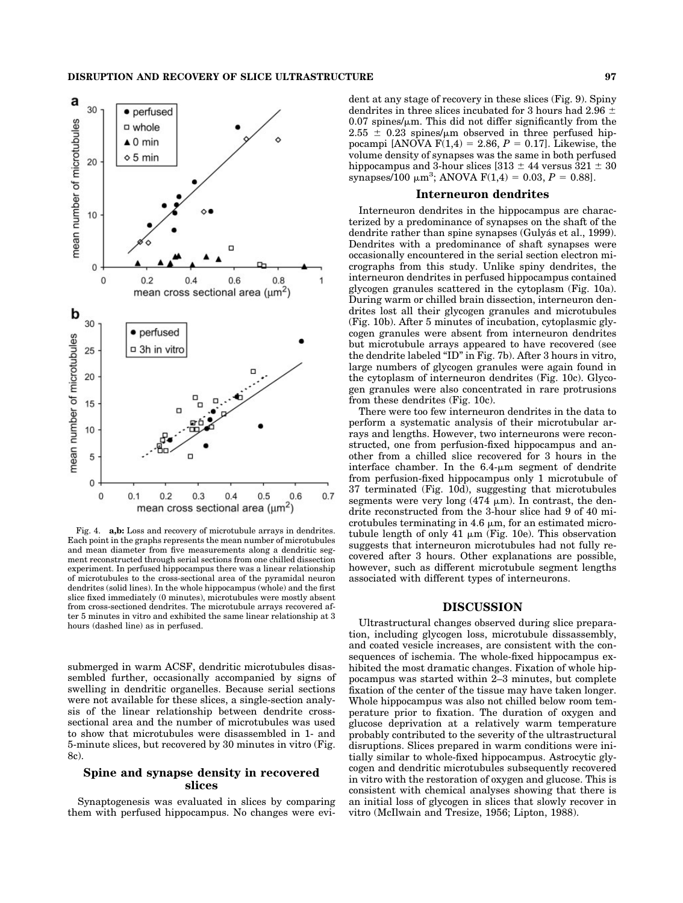Fig. 4. **a,b:** Loss and recovery of microtubule arrays in dendrites. Each point in the graphs represents the mean number of microtubules and mean diameter from five measurements along a dendritic segment reconstructed through serial sections from one chilled dissection experiment. In perfused hippocampus there was a linear relationship of microtubules to the cross-sectional area of the pyramidal neuron dendrites (solid lines). In the whole hippocampus (whole) and the first slice fixed immediately (0 minutes), microtubules were mostly absent from cross-sectioned dendrites. The microtubule arrays recovered after 5 minutes in vitro and exhibited the same linear relationship at 3 hours (dashed line) as in perfused.

submerged in warm ACSF, dendritic microtubules disassembled further, occasionally accompanied by signs of swelling in dendritic organelles. Because serial sections were not available for these slices, a single-section analysis of the linear relationship between dendrite cross-sectional area and the number of microtubules was used to show that microtubules were disassembled in 1- and 5-minute slices, but recovered by 30 minutes in vitro (Fig. 8c).

### Spine and synapse density in recovered slices

Synaptogenesis was evaluated in slices by comparing them with perfused hippocampus. No changes were evident at any stage of recovery in these slices (Fig. 9). Spiny dendrites in three slices incubated for 3 hours had 2.96 ± 0.07 spines/μm. This did not differ significantly from the 2.55 ± 0.23 spines/μm observed in three perfused hippocampi [ANOVA $F(1,4) = 2.86$, $P = 0.17$]. Likewise, the volume density of synapses was the same in both perfused hippocampus and 3-hour slices [313 ± 44 versus 321 ± 30 synapses/100 μm$^3$; ANOVA $F(1,4) = 0.03$, $P = 0.88$].

### Interneuron dendrites

Interneuron dendrites in the hippocampus are characterized by a predominance of synapses on the shaft of the dendrite rather than spine synapses (Gulyás et al., 1999). Dendrites with a predominance of shaft synapses were occasionally encountered in the serial section electron micrographs from this study. Unlike spiny dendrites, the interneuron dendrites in perfused hippocampus contained glycogen granules scattered in the cytoplasm (Fig. 10a). During warm or chilled brain dissection, interneuron dendrites lost all their glycogen granules and microtubules (Fig. 10b). After 5 minutes of incubation, cytoplasmic glycogen granules were absent from interneuron dendrites but microtubule arrays appeared to have recovered (see the dendrite labeled "ID" in Fig. 7b). After 3 hours in vitro, large numbers of glycogen granules were again found in the cytoplasm of interneuron dendrites (Fig. 10c). Glycogen granules were also concentrated in rare protrusions from these dendrites (Fig. 10c).

There were too few interneuron dendrites in the data to perform a systematic analysis of their microtubular arrays and lengths. However, two interneurons were reconstructed, one from perfusion-fixed hippocampus and another from a chilled slice recovered for 3 hours in the interface chamber. In the 6.4-μm segment of dendrite from perfusion-fixed hippocampus only 1 microtubule of 37 terminated (Fig. 10d), suggesting that microtubules segments were very long (474 μm). In contrast, the dendrite reconstructed from the 3-hour slice had 9 of 40 microtubules terminating in 4.6 μm, for an estimated microtubule length of only 41 μm (Fig. 10e). This observation suggests that interneuron microtubules had not fully recovered after 3 hours. Other explanations are possible, however, such as different microtubule segment lengths associated with different types of interneurons.

## DISCUSSION

Ultrastructural changes observed during slice preparation, including glycogen loss, microtubule dissassembly, and coated vesicle increases, are consistent with the consequences of ischemia. The whole-fixed hippocampus exhibited the most dramatic changes. Fixation of whole hippocampus was started within 2–3 minutes, but complete fixation of the center of the tissue may have taken longer. Whole hippocampus was also not chilled below room temperature prior to fixation. The duration of oxygen and glucose deprivation at a relatively warm temperature probably contributed to the severity of the ultrastructural disruptions. Slices prepared in warm conditions were initially similar to whole-fixed hippocampus. Astrocytic glycogen and dendritic microtubules subsequently recovered in vitro with the restoration of oxygen and glucose. This is consistent with chemical analyses showing that there is an initial loss of glycogen in slices that slowly recover in vitro (McIlwain and Tresize, 1956; Lipton, 1988).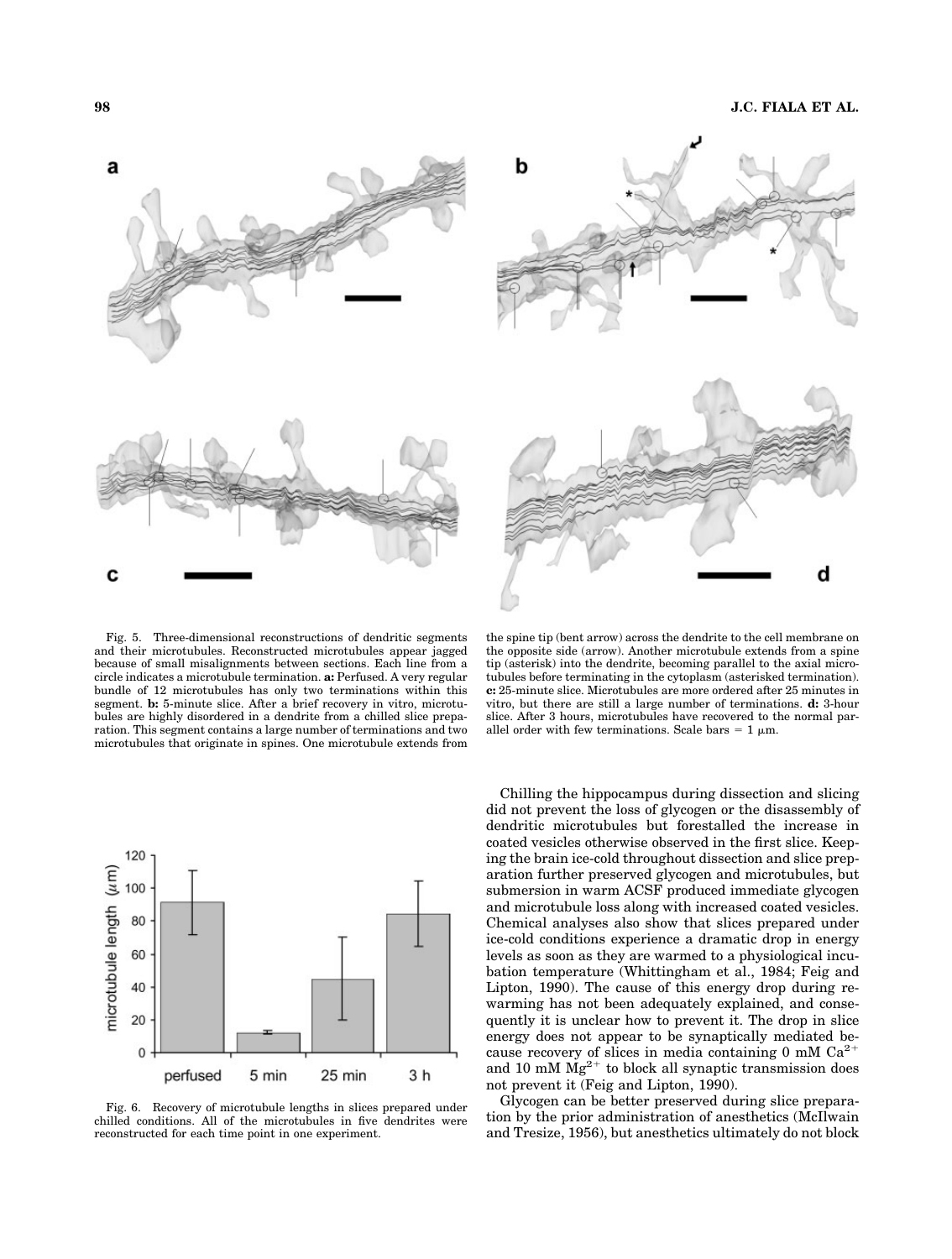Fig. 5. Three-dimensional reconstructions of dendritic segments and their microtubules. Reconstructed microtubules appear jagged because of small misalignments between sections. Each line from a circle indicates a microtubule termination. **a:** Perfused. A very regular bundle of 12 microtubules has only two terminations within this segment. **b:** 5-minute slice. After a brief recovery in vitro, microtubules are highly disordered in a dendrite from a chilled slice preparation. This segment contains a large number of terminations and two microtubules that originate in spines. One microtubule extends from the spine tip (bent arrow) across the dendrite to the cell membrane on the opposite side (arrow). Another microtubule extends from a spine tip (asterisk) into the dendrite, becoming parallel to the axial microtubules before terminating in the cytoplasm (asterisked termination). **c:** 25-minute slice. Microtubules are more ordered after 25 minutes in vitro, but there are still a large number of terminations. **d:** 3-hour slice. After 3 hours, microtubules have recovered to the normal parallel order with few terminations. Scale bars = 1 μm.

Fig. 6. Recovery of microtubule lengths in slices prepared under chilled conditions. All of the microtubules in five dendrites were reconstructed for each time point in one experiment.

Chilling the hippocampus during dissection and slicing did not prevent the loss of glycogen or the disassembly of dendritic microtubules but forestalled the increase in coated vesicles otherwise observed in the first slice. Keeping the brain ice-cold throughout dissection and slice preparation further preserved glycogen and microtubules, but submersion in warm ACSF produced immediate glycogen and microtubule loss along with increased coated vesicles. Chemical analyses also show that slices prepared under ice-cold conditions experience a dramatic drop in energy levels as soon as they are warmed to a physiological incubation temperature (Whittingham et al., 1984; Feig and Lipton, 1990). The cause of this energy drop during rewarming has not been adequately explained, and consequently it is unclear how to prevent it. The drop in slice energy does not appear to be synaptically mediated because recovery of slices in media containing 0 mM $Ca^{2+}$ and 10 mM $Mg^{2+}$ to block all synaptic transmission does not prevent it (Feig and Lipton, 1990).

Glycogen can be better preserved during slice preparation by the prior administration of anesthetics (McIlwain and Tresize, 1956), but anesthetics ultimately do not block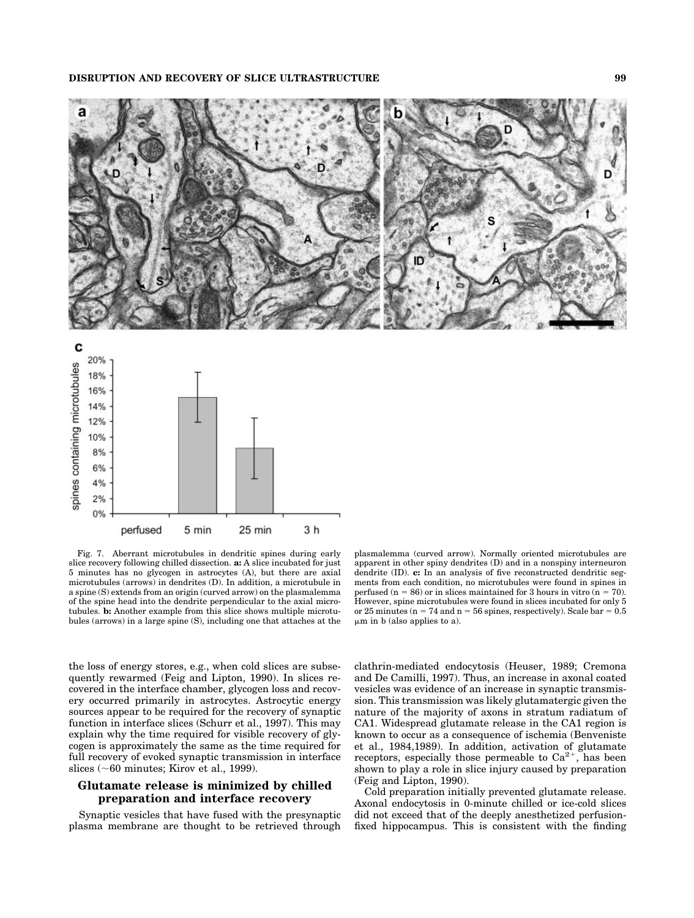Fig. 7. Aberrant microtubules in dendritic spines during early slice recovery following chilled dissection. **a:** A slice incubated for just 5 minutes has no glycogen in astrocytes (A), but there are axial microtubules (arrows) in dendrites (D). In addition, a microtubule in a spine (S) extends from an origin (curved arrow) on the plasmalemma of the spine head into the dendrite perpendicular to the axial microtubules. **b:** Another example from this slice shows multiple microtubules (arrows) in a large spine (S), including one that attaches at the plasmalemma (curved arrow). Normally oriented microtubules are apparent in other spiny dendrites (D) and in a nonspiny interneuron dendrite (ID). **c:** In an analysis of five reconstructed dendritic segments from each condition, no microtubules were found in spines in perfused (n = 86) or in slices maintained for 3 hours in vitro (n = 70). However, spine microtubules were found in slices incubated for only 5 or 25 minutes (n = 74 and n = 56 spines, respectively). Scale bar = 0.5 μm in b (also applies to a).

the loss of energy stores, e.g., when cold slices are subsequently rewarmed (Feig and Lipton, 1990). In slices recovered in the interface chamber, glycogen loss and recovery occurred primarily in astrocytes. Astrocytic energy sources appear to be required for the recovery of synaptic function in interface slices (Schurr et al., 1997). This may explain why the time required for visible recovery of glycogen is approximately the same as the time required for full recovery of evoked synaptic transmission in interface slices (~60 minutes; Kirov et al., 1999).

## Glutamate release is minimized by chilled preparation and interface recovery

Synaptic vesicles that have fused with the presynaptic plasma membrane are thought to be retrieved through clathrin-mediated endocytosis (Heuser, 1989; Cremona and De Camilli, 1997). Thus, an increase in axonal coated vesicles was evidence of an increase in synaptic transmission. This transmission was likely glutamatergic given the nature of the majority of axons in stratum radiatum of CA1. Widespread glutamate release in the CA1 region is known to occur as a consequence of ischemia (Benveniste et al., 1984,1989). In addition, activation of glutamate receptors, especially those permeable to $Ca^{2+}$, has been shown to play a role in slice injury caused by preparation (Feig and Lipton, 1990).

Cold preparation initially prevented glutamate release. Axonal endocytosis in 0-minute chilled or ice-cold slices did not exceed that of the deeply anesthetized perfusion-fixed hippocampus. This is consistent with the finding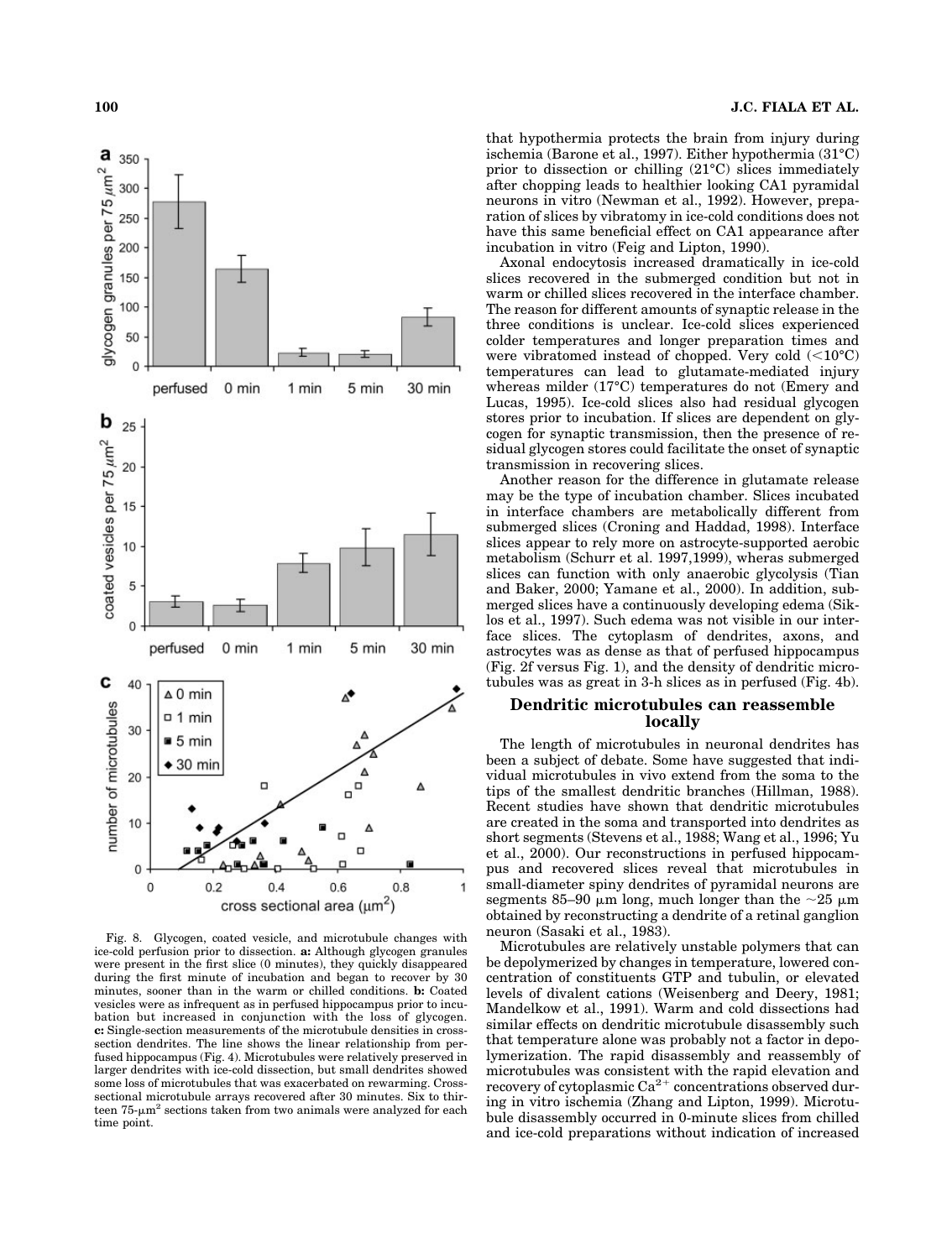Fig. 8. Glycogen, coated vesicle, and microtubule changes with ice-cold perfusion prior to dissection. **a:** Although glycogen granules were present in the first slice (0 minutes), they quickly disappeared during the first minute of incubation and began to recover by 30 minutes, sooner than in the warm or chilled conditions. **b:** Coated vesicles were as infrequent as in perfused hippocampus prior to incubation but increased in conjunction with the loss of glycogen. **c:** Single-section measurements of the microtubule densities in cross-section dendrites. The line shows the linear relationship from perfused hippocampus (Fig. 4). Microtubules were relatively preserved in larger dendrites with ice-cold dissection, but small dendrites showed some loss of microtubules that was exacerbated on rewarming. Cross-sectional microtubule arrays recovered after 30 minutes. Six to thirteen 75-$\mu m^2$ sections taken from two animals were analyzed for each time point.

that hypothermia protects the brain from injury during ischemia (Barone et al., 1997). Either hypothermia (31°C) prior to dissection or chilling (21°C) slices immediately after chopping leads to healthier looking CA1 pyramidal neurons in vitro (Newman et al., 1992). However, preparation of slices by vibratomy in ice-cold conditions does not have this same beneficial effect on CA1 appearance after incubation in vitro (Feig and Lipton, 1990).

Axonal endocytosis increased dramatically in ice-cold slices recovered in the submerged condition but not in warm or chilled slices recovered in the interface chamber. The reason for different amounts of synaptic release in the three conditions is unclear. Ice-cold slices experienced colder temperatures and longer preparation times and were vibratomed instead of chopped. Very cold (<10°C) temperatures can lead to glutamate-mediated injury whereas milder (17°C) temperatures do not (Emery and Lucas, 1995). Ice-cold slices also had residual glycogen stores prior to incubation. If slices are dependent on glycogen for synaptic transmission, then the presence of residual glycogen stores could facilitate the onset of synaptic transmission in recovering slices.

Another reason for the difference in glutamate release may be the type of incubation chamber. Slices incubated in interface chambers are metabolically different from submerged slices (Croning and Haddad, 1998). Interface slices appear to rely more on astrocyte-supported aerobic metabolism (Schurr et al. 1997,1999), wheras submerged slices can function with only anaerobic glycolysis (Tian and Baker, 2000; Yamane et al., 2000). In addition, submerged slices have a continuously developing edema (Siklos et al., 1997). Such edema was not visible in our interface slices. The cytoplasm of dendrites, axons, and astrocytes was as dense as that of perfused hippocampus (Fig. 2f versus Fig. 1), and the density of dendritic microtubules was as great in 3-h slices as in perfused (Fig. 4b).

## Dendritic microtubules can reassemble locally

The length of microtubules in neuronal dendrites has been a subject of debate. Some have suggested that individual microtubules in vivo extend from the soma to the tips of the smallest dendritic branches (Hillman, 1988). Recent studies have shown that dendritic microtubules are created in the soma and transported into dendrites as short segments (Stevens et al., 1988; Wang et al., 1996; Yu et al., 2000). Our reconstructions in perfused hippocampus and recovered slices reveal that microtubules in small-diameter spiny dendrites of pyramidal neurons are segments 85–90 µm long, much longer than the ~25 µm obtained by reconstructing a dendrite of a retinal ganglion neuron (Sasaki et al., 1983).

Microtubules are relatively unstable polymers that can be depolymerized by changes in temperature, lowered concentration of constituents GTP and tubulin, or elevated levels of divalent cations (Weisenberg and Deery, 1981; Mandelkow et al., 1991). Warm and cold dissections had similar effects on dendritic microtubule disassembly such that temperature alone was probably not a factor in depolymerization. The rapid disassembly and reassembly of microtubules was consistent with the rapid elevation and recovery of cytoplasmic $Ca^{2+}$ concentrations observed during in vitro ischemia (Zhang and Lipton, 1999). Microtubule disassembly occurred in 0-minute slices from chilled and ice-cold preparations without indication of increased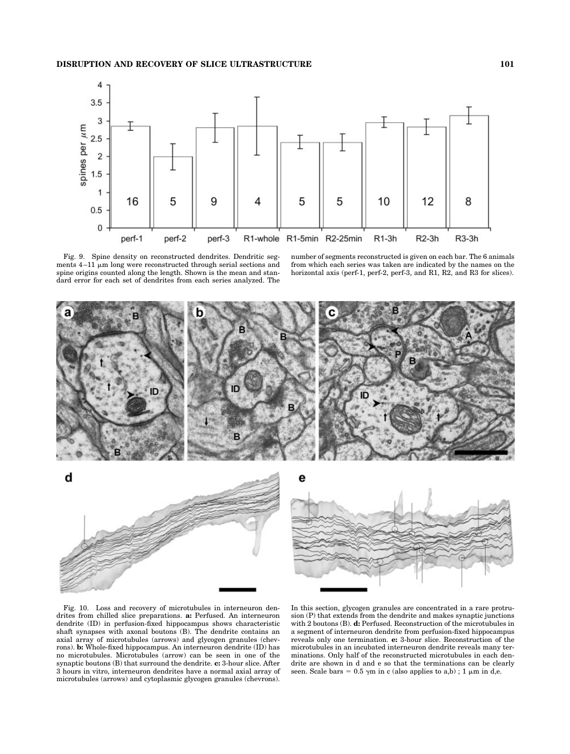Fig. 9. Spine density on reconstructed dendrites. Dendritic segments 4–11 μm long were reconstructed through serial sections and spine origins counted along the length. Shown is the mean and standard error for each set of dendrites from each series analyzed. The number of segments reconstructed is given on each bar. The 6 animals from which each series was taken are indicated by the names on the horizontal axis (perf-1, perf-2, perf-3, and R1, R2, and R3 for slices).

Fig. 10. Loss and recovery of microtubules in interneuron dendrites from chilled slice preparations. **a:** Perfused. An interneuron dendrite (ID) in perfusion-fixed hippocampus shows characteristic shaft synapses with axonal boutons (B). The dendrite contains an axial array of microtubules (arrows) and glycogen granules (chevrons). **b:** Whole-fixed hippocampus. An interneuron dendrite (ID) has no microtubules. Microtubules (arrow) can be seen in one of the synaptic boutons (B) that surround the dendrite. **c:** 3-hour slice. After 3 hours in vitro, interneuron dendrites have a normal axial array of microtubules (arrows) and cytoplasmic glycogen granules (chevrons). In this section, glycogen granules are concentrated in a rare protrusion (P) that extends from the dendrite and makes synaptic junctions with 2 boutons (B). **d:** Perfused. Reconstruction of the microtubules in a segment of interneuron dendrite from perfusion-fixed hippocampus reveals only one termination. **e:** 3-hour slice. Reconstruction of the microtubules in an incubated interneuron dendrite reveals many terminations. Only half of the reconstructed microtubules in each dendrite are shown in d and e so that the terminations can be clearly seen. Scale bars = 0.5 γm in c (also applies to a,b) ; 1 μm in d,e.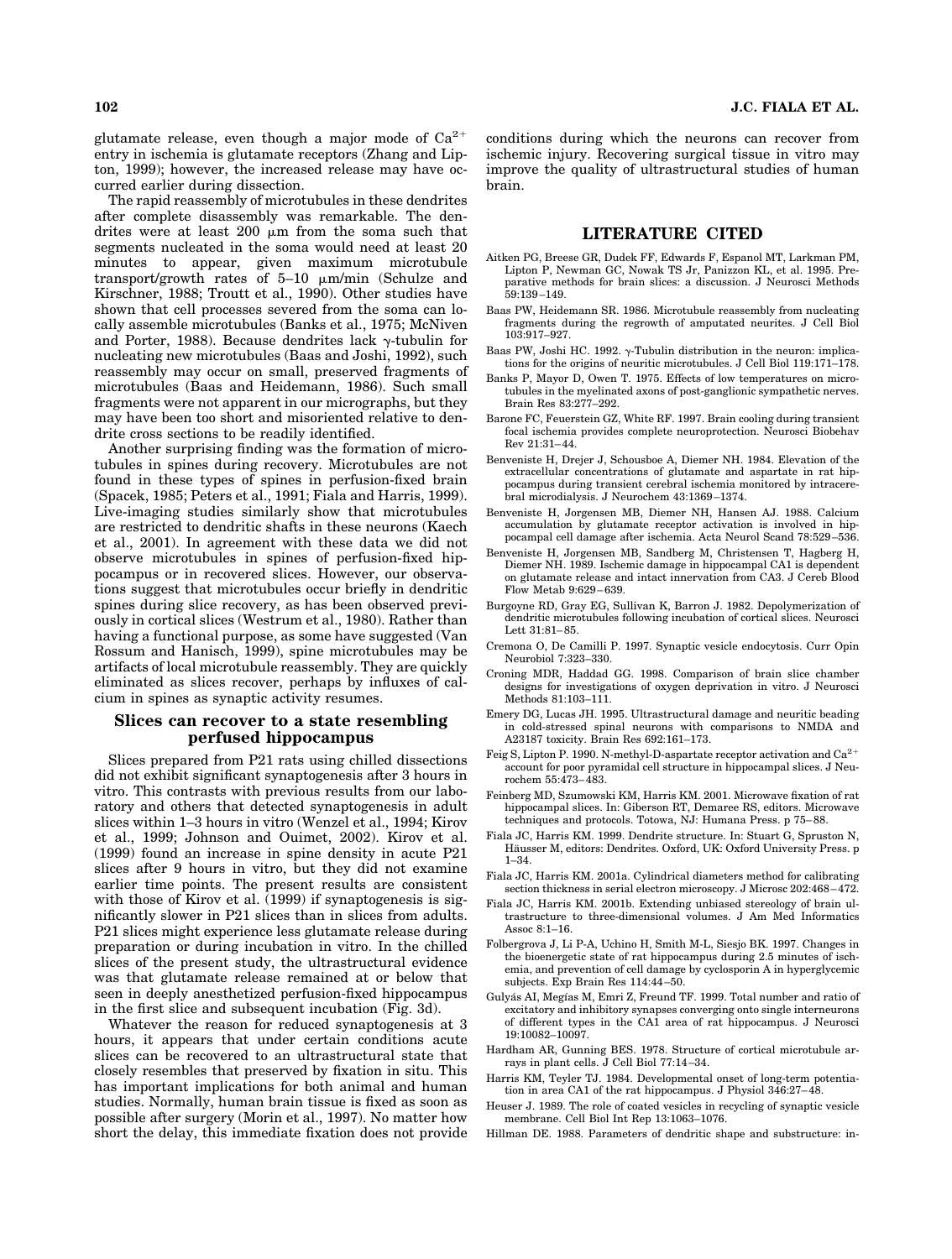glutamate release, even though a major mode of $Ca^{2+}$ entry in ischemia is glutamate receptors (Zhang and Lipton, 1999); however, the increased release may have occurred earlier during dissection.

The rapid reassembly of microtubules in these dendrites after complete disassembly was remarkable. The dendrites were at least 200 μm from the soma such that segments nucleated in the soma would need at least 20 minutes to appear, given maximum microtubule transport/growth rates of 5–10 μm/min (Schulze and Kirschner, 1988; Troutt et al., 1990). Other studies have shown that cell processes severed from the soma can locally assemble microtubules (Banks et al., 1975; McNiven and Porter, 1988). Because dendrites lack γ-tubulin for nucleating new microtubules (Baas and Joshi, 1992), such reassembly may occur on small, preserved fragments of microtubules (Baas and Heidemann, 1986). Such small fragments were not apparent in our micrographs, but they may have been too short and misoriented relative to dendrite cross sections to be readily identified.

Another surprising finding was the formation of microtubules in spines during recovery. Microtubules are not found in these types of spines in perfusion-fixed brain (Spacek, 1985; Peters et al., 1991; Fiala and Harris, 1999). Live-imaging studies similarly show that microtubules are restricted to dendritic shafts in these neurons (Kaech et al., 2001). In agreement with these data we did not observe microtubules in spines of perfusion-fixed hippocampus or in recovered slices. However, our observations suggest that microtubules occur briefly in dendritic spines during slice recovery, as has been observed previously in cortical slices (Westrum et al., 1980). Rather than having a functional purpose, as some have suggested (Van Rossum and Hanisch, 1999), spine microtubules may be artifacts of local microtubule reassembly. They are quickly eliminated as slices recover, perhaps by influxes of calcium in spines as synaptic activity resumes.

## Slices can recover to a state resembling perfused hippocampus

Slices prepared from P21 rats using chilled dissections did not exhibit significant synaptogenesis after 3 hours in vitro. This contrasts with previous results from our laboratory and others that detected synaptogenesis in adult slices within 1–3 hours in vitro (Wenzel et al., 1994; Kirov et al., 1999; Johnson and Ouimet, 2002). Kirov et al. (1999) found an increase in spine density in acute P21 slices after 9 hours in vitro, but they did not examine earlier time points. The present results are consistent with those of Kirov et al. (1999) if synaptogenesis is significantly slower in P21 slices than in slices from adults. P21 slices might experience less glutamate release during preparation or during incubation in vitro. In the chilled slices of the present study, the ultrastructural evidence was that glutamate release remained at or below that seen in deeply anesthetized perfusion-fixed hippocampus in the first slice and subsequent incubation (Fig. 3d).

Whatever the reason for reduced synaptogenesis at 3 hours, it appears that under certain conditions acute slices can be recovered to an ultrastructural state that closely resembles that preserved by fixation in situ. This has important implications for both animal and human studies. Normally, human brain tissue is fixed as soon as possible after surgery (Morin et al., 1997). No matter how short the delay, this immediate fixation does not provide conditions during which the neurons can recover from ischemic injury. Recovering surgical tissue in vitro may improve the quality of ultrastructural studies of human brain.

## LITERATURE CITED

Aitken PG, Breese GR, Dudek FF, Edwards F, Espanol MT, Larkman PM, Lipton P, Newman GC, Nowak TS Jr, Panizzon KL, et al. 1995. Preparative methods for brain slices: a discussion. J Neurosci Methods 59:139–149.

Baas PW, Heidemann SR. 1986. Microtubule reassembly from nucleating fragments during the regrowth of amputated neurites. J Cell Biol 103:917–927.

Baas PW, Joshi HC. 1992. γ-Tubulin distribution in the neuron: implications for the origins of neuritic microtubules. J Cell Biol 119:171–178.

Banks P, Mayor D, Owen T. 1975. Effects of low temperatures on microtubules in the myelinated axons of post-ganglionic sympathetic nerves. Brain Res 83:277–292.

Barone FC, Feuerstein GZ, White RF. 1997. Brain cooling during transient focal ischemia provides complete neuroprotection. Neurosci Biobehav Rev 21:31–44.

Benveniste H, Drejer J, Schousboe A, Diemer NH. 1984. Elevation of the extracellular concentrations of glutamate and aspartate in rat hippocampus during transient cerebral ischemia monitored by intracerebral microdialysis. J Neurochem 43:1369–1374.

Benveniste H, Jorgensen MB, Diemer NH, Hansen AJ. 1988. Calcium accumulation by glutamate receptor activation is involved in hippocampal cell damage after ischemia. Acta Neurol Scand 78:529–536.

Benveniste H, Jorgensen MB, Sandberg M, Christensen T, Hagberg H, Diemer NH. 1989. Ischemic damage in hippocampal CA1 is dependent on glutamate release and intact innervation from CA3. J Cereb Blood Flow Metab 9:629–639.

Burgoyne RD, Gray EG, Sullivan K, Barron J. 1982. Depolymerization of dendritic microtubules following incubation of cortical slices. Neurosci Lett 31:81–85.

Cremona O, De Camilli P. 1997. Synaptic vesicle endocytosis. Curr Opin Neurobiol 7:323–330.

Croning MDR, Haddad GG. 1998. Comparison of brain slice chamber designs for investigations of oxygen deprivation in vitro. J Neurosci Methods 81:103–111.

Emery DG, Lucas JH. 1995. Ultrastructural damage and neuritic beading in cold-stressed spinal neurons with comparisons to NMDA and A23187 toxicity. Brain Res 692:161–173.

Feig S, Lipton P. 1990. N-methyl-D-aspartate receptor activation and $Ca^{2+}$ account for poor pyramidal cell structure in hippocampal slices. J Neurochem 55:473–483.

Feinberg MD, Szumowski KM, Harris KM. 2001. Microwave fixation of rat hippocampal slices. In: Giberson RT, Demaree RS, editors. Microwave techniques and protocols. Totowa, NJ: Humana Press. p 75–88.

Fiala JC, Harris KM. 1999. Dendrite structure. In: Stuart G, Spruston N, Häusser M, editors: Dendrites. Oxford, UK: Oxford University Press. p 1–34.

Fiala JC, Harris KM. 2001a. Cylindrical diameters method for calibrating section thickness in serial electron microscopy. J Microsc 202:468–472.

Fiala JC, Harris KM. 2001b. Extending unbiased stereology of brain ultrastructure to three-dimensional volumes. J Am Med Informatics Assoc 8:1–16.

Folbergrova J, Li P-A, Uchino H, Smith M-L, Siesjo BK. 1997. Changes in the bioenergetic state of rat hippocampus during 2.5 minutes of ischemia, and prevention of cell damage by cyclosporin A in hyperglycemic subjects. Exp Brain Res 114:44–50.

Gulyás AI, Megías M, Emri Z, Freund TF. 1999. Total number and ratio of excitatory and inhibitory synapses converging onto single interneurons of different types in the CA1 area of rat hippocampus. J Neurosci 19:10082–10097.

Hardham AR, Gunning BES. 1978. Structure of cortical microtubule arrays in plant cells. J Cell Biol 77:14–34.

Harris KM, Teyler TJ. 1984. Developmental onset of long-term potentiation in area CA1 of the rat hippocampus. J Physiol 346:27–48.

Heuser J. 1989. The role of coated vesicles in recycling of synaptic vesicle membrane. Cell Biol Int Rep 13:1063–1076.

Hillman DE. 1988. Parameters of dendritic shape and substructure: in-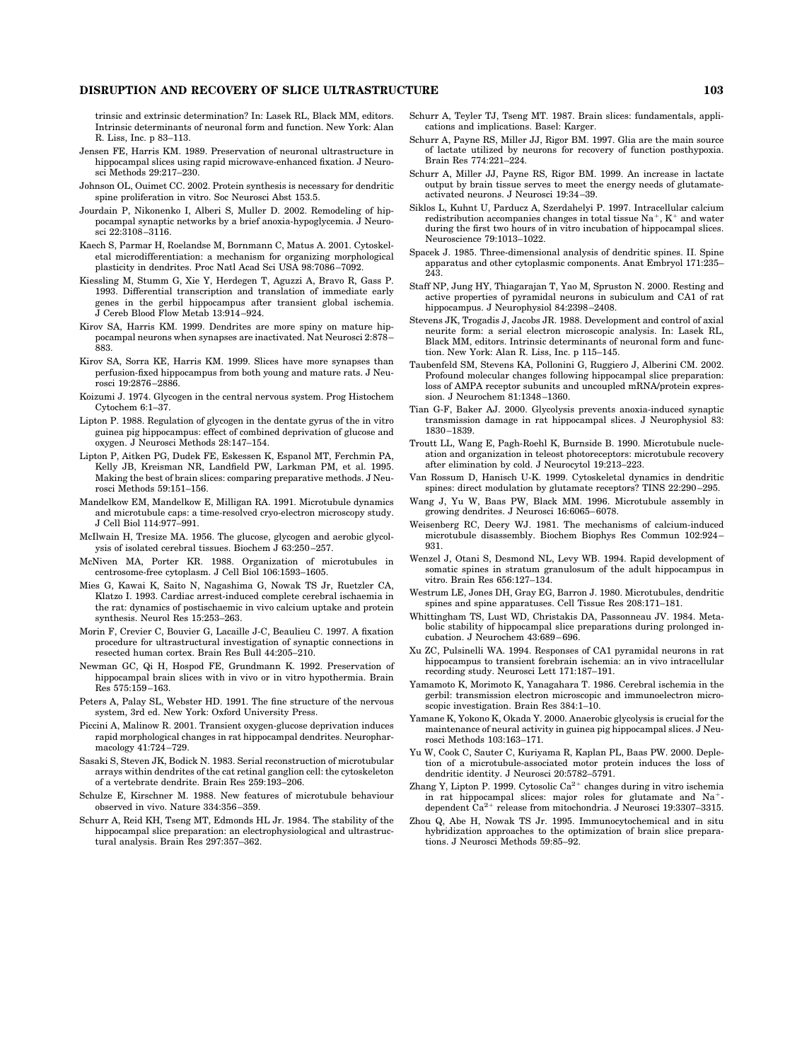trinsic and extrinsic determination? In: Lasek RL, Black MM, editors. Intrinsic determinants of neuronal form and function. New York: Alan R. Liss, Inc. p 83–113.

Jensen FE, Harris KM. 1989. Preservation of neuronal ultrastructure in hippocampal slices using rapid microwave-enhanced fixation. J Neurosci Methods 29:217–230.

Johnson OL, Ouimet CC. 2002. Protein synthesis is necessary for dendritic spine proliferation in vitro. Soc Neurosci Abst 153.5.

Jourdain P, Nikonenko I, Alberi S, Muller D. 2002. Remodeling of hippocampal synaptic networks by a brief anoxia-hypoglycemia. J Neurosci 22:3108–3116.

Kaech S, Parmar H, Roelandse M, Bornmann C, Matus A. 2001. Cytoskeletal microdifferentiation: a mechanism for organizing morphological plasticity in dendrites. Proc Natl Acad Sci USA 98:7086–7092.

Kiessling M, Stumm G, Xie Y, Herdegen T, Aguzzi A, Bravo R, Gass P. 1993. Differential transcription and translation of immediate early genes in the gerbil hippocampus after transient global ischemia. J Cereb Blood Flow Metab 13:914–924.

Kirov SA, Harris KM. 1999. Dendrites are more spiny on mature hippocampal neurons when synapses are inactivated. Nat Neurosci 2:878–883.

Kirov SA, Sorra KE, Harris KM. 1999. Slices have more synapses than perfusion-fixed hippocampus from both young and mature rats. J Neurosci 19:2876–2886.

Koizumi J. 1974. Glycogen in the central nervous system. Prog Histochem Cytochem 6:1–37.

Lipton P. 1988. Regulation of glycogen in the dentate gyrus of the in vitro guinea pig hippocampus: effect of combined deprivation of glucose and oxygen. J Neurosci Methods 28:147–154.

Lipton P, Aitken PG, Dudek FE, Eskessen K, Espanol MT, Ferchmin PA, Kelly JB, Kreisman NR, Landfield PW, Larkman PM, et al. 1995. Making the best of brain slices: comparing preparative methods. J Neurosci Methods 59:151–156.

Mandelkow EM, Mandelkow E, Milligan RA. 1991. Microtubule dynamics and microtubule caps: a time-resolved cryo-electron microscopy study. J Cell Biol 114:977–991.

McIlwain H, Tresize MA. 1956. The glucose, glycogen and aerobic glycolysis of isolated cerebral tissues. Biochem J 63:250–257.

McNiven MA, Porter KR. 1988. Organization of microtubules in centrosome-free cytoplasm. J Cell Biol 106:1593–1605.

Mies G, Kawai K, Saito N, Nagashima G, Nowak TS Jr, Ruetzler CA, Klatzo I. 1993. Cardiac arrest-induced complete cerebral ischaemia in the rat: dynamics of postischaemic in vivo calcium uptake and protein synthesis. Neurol Res 15:253–263.

Morin F, Crevier C, Bouvier G, Lacaille J-C, Beaulieu C. 1997. A fixation procedure for ultrastructural investigation of synaptic connections in resected human cortex. Brain Res Bull 44:205–210.

Newman GC, Qi H, Hospod FE, Grundmann K. 1992. Preservation of hippocampal brain slices with in vivo or in vitro hypothermia. Brain Res 575:159–163.

Peters A, Palay SL, Webster HD. 1991. The fine structure of the nervous system, 3rd ed. New York: Oxford University Press.

Piccini A, Malinow R. 2001. Transient oxygen-glucose deprivation induces rapid morphological changes in rat hippocampal dendrites. Neuropharmacology 41:724–729.

Sasaki S, Steven JK, Bodick N. 1983. Serial reconstruction of microtubular arrays within dendrites of the cat retinal ganglion cell: the cytoskeleton of a vertebrate dendrite. Brain Res 259:193–206.

Schulze E, Kirschner M. 1988. New features of microtubule behaviour observed in vivo. Nature 334:356–359.

Schurr A, Reid KH, Tseng MT, Edmonds HL Jr. 1984. The stability of the hippocampal slice preparation: an electrophysiological and ultrastructural analysis. Brain Res 297:357–362.

Schurr A, Teyler TJ, Tseng MT. 1987. Brain slices: fundamentals, applications and implications. Basel: Karger.

Schurr A, Payne RS, Miller JJ, Rigor BM. 1997. Glia are the main source of lactate utilized by neurons for recovery of function posthypoxia. Brain Res 774:221–224.

Schurr A, Miller JJ, Payne RS, Rigor BM. 1999. An increase in lactate output by brain tissue serves to meet the energy needs of glutamate-activated neurons. J Neurosci 19:34–39.

Siklos L, Kuhnt U, Parducz A, Szerdahelyi P. 1997. Intracellular calcium redistribution accompanies changes in total tissue $Na^+$, $K^+$ and water during the first two hours of in vitro incubation of hippocampal slices. Neuroscience 79:1013–1022.

Spacek J. 1985. Three-dimensional analysis of dendritic spines. II. Spine apparatus and other cytoplasmic components. Anat Embryol 171:235–243.

Staff NP, Jung HY, Thiagarajan T, Yao M, Spruston N. 2000. Resting and active properties of pyramidal neurons in subiculum and CA1 of rat hippocampus. J Neurophysiol 84:2398–2408.

Stevens JK, Trogadis J, Jacobs JR. 1988. Development and control of axial neurite form: a serial electron microscopic analysis. In: Lasek RL, Black MM, editors. Intrinsic determinants of neuronal form and function. New York: Alan R. Liss, Inc. p 115–145.

Taubenfeld SM, Stevens KA, Pollonini G, Ruggiero J, Alberini CM. 2002. Profound molecular changes following hippocampal slice preparation: loss of AMPA receptor subunits and uncoupled mRNA/protein expression. J Neurochem 81:1348–1360.

Tian G-F, Baker AJ. 2000. Glycolysis prevents anoxia-induced synaptic transmission damage in rat hippocampal slices. J Neurophysiol 83: 1830–1839.

Troutt LL, Wang E, Pagh-Roehl K, Burnside B. 1990. Microtubule nucleation and organization in teleost photoreceptors: microtubule recovery after elimination by cold. J Neurocytol 19:213–223.

Van Rossum D, Hanisch U-K. 1999. Cytoskeletal dynamics in dendritic spines: direct modulation by glutamate receptors? TINS 22:290–295.

Wang J, Yu W, Baas PW, Black MM. 1996. Microtubule assembly in growing dendrites. J Neurosci 16:6065–6078.

Weisenberg RC, Deery WJ. 1981. The mechanisms of calcium-induced microtubule disassembly. Biochem Biophys Res Commun 102:924–931.

Wenzel J, Otani S, Desmond NL, Levy WB. 1994. Rapid development of somatic spines in stratum granulosum of the adult hippocampus in vitro. Brain Res 656:127–134.

Westrum LE, Jones DH, Gray EG, Barron J. 1980. Microtubules, dendritic spines and spine apparatuses. Cell Tissue Res 208:171–181.

Whittingham TS, Lust WD, Christakis DA, Passonneau JV. 1984. Metabolic stability of hippocampal slice preparations during prolonged incubation. J Neurochem 43:689–696.

Xu ZC, Pulsinelli WA. 1994. Responses of CA1 pyramidal neurons in rat hippocampus to transient forebrain ischemia: an in vivo intracellular recording study. Neurosci Lett 171:187–191.

Yamamoto K, Morimoto K, Yanagahara T. 1986. Cerebral ischemia in the gerbil: transmission electron microscopic and immunoelectron microscopic investigation. Brain Res 384:1–10.

Yamane K, Yokono K, Okada Y. 2000. Anaerobic glycolysis is crucial for the maintenance of neural activity in guinea pig hippocampal slices. J Neurosci Methods 103:163–171.

Yu W, Cook C, Sauter C, Kuriyama R, Kaplan PL, Baas PW. 2000. Depletion of a microtubule-associated motor protein induces the loss of dendritic identity. J Neurosci 20:5782–5791.

Zhang Y, Lipton P. 1999. Cytosolic $Ca^{2+}$ changes during in vitro ischemia in rat hippocampal slices: major roles for glutamate and $Na^+$-dependent $Ca^{2+}$ release from mitochondria. J Neurosci 19:3307–3315.

Zhou Q, Abe H, Nowak TS Jr. 1995. Immunocytochemical and in situ hybridization approaches to the optimization of brain slice preparations. J Neurosci Methods 59:85–92.